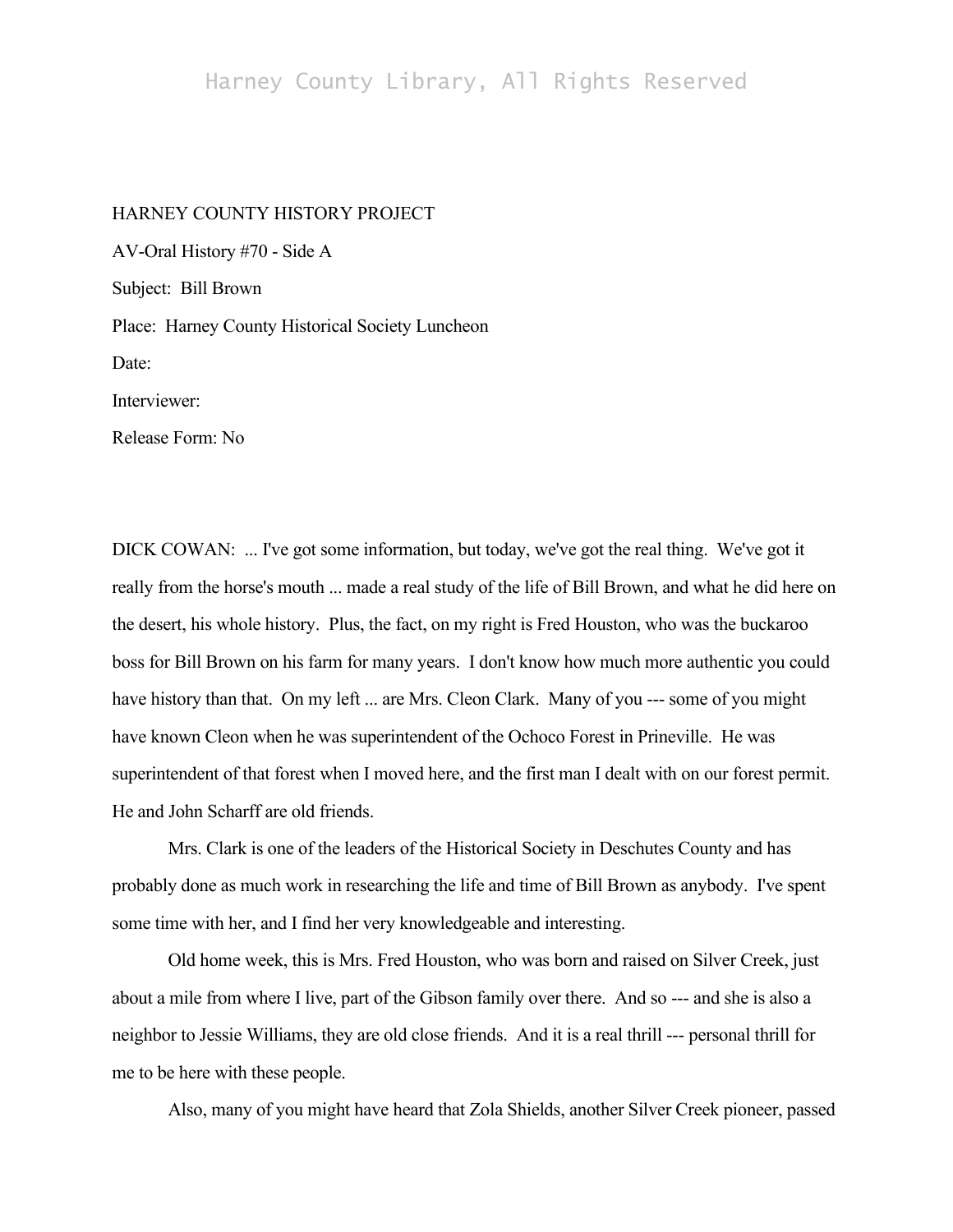HARNEY COUNTY HISTORY PROJECT

AV-Oral History #70 - Side A

Subject: Bill Brown

Place: Harney County Historical Society Luncheon

Date:

Interviewer:

Release Form: No

DICK COWAN: ... I've got some information, but today, we've got the real thing. We've got it really from the horse's mouth ... made a real study of the life of Bill Brown, and what he did here on the desert, his whole history. Plus, the fact, on my right is Fred Houston, who was the buckaroo boss for Bill Brown on his farm for many years. I don't know how much more authentic you could have history than that. On my left ... are Mrs. Cleon Clark. Many of you --- some of you might have known Cleon when he was superintendent of the Ochoco Forest in Prineville. He was superintendent of that forest when I moved here, and the first man I dealt with on our forest permit. He and John Scharff are old friends.

Mrs. Clark is one of the leaders of the Historical Society in Deschutes County and has probably done as much work in researching the life and time of Bill Brown as anybody. I've spent some time with her, and I find her very knowledgeable and interesting.

Old home week, this is Mrs. Fred Houston, who was born and raised on Silver Creek, just about a mile from where I live, part of the Gibson family over there. And so --- and she is also a neighbor to Jessie Williams, they are old close friends. And it is a real thrill --- personal thrill for me to be here with these people.

Also, many of you might have heard that Zola Shields, another Silver Creek pioneer, passed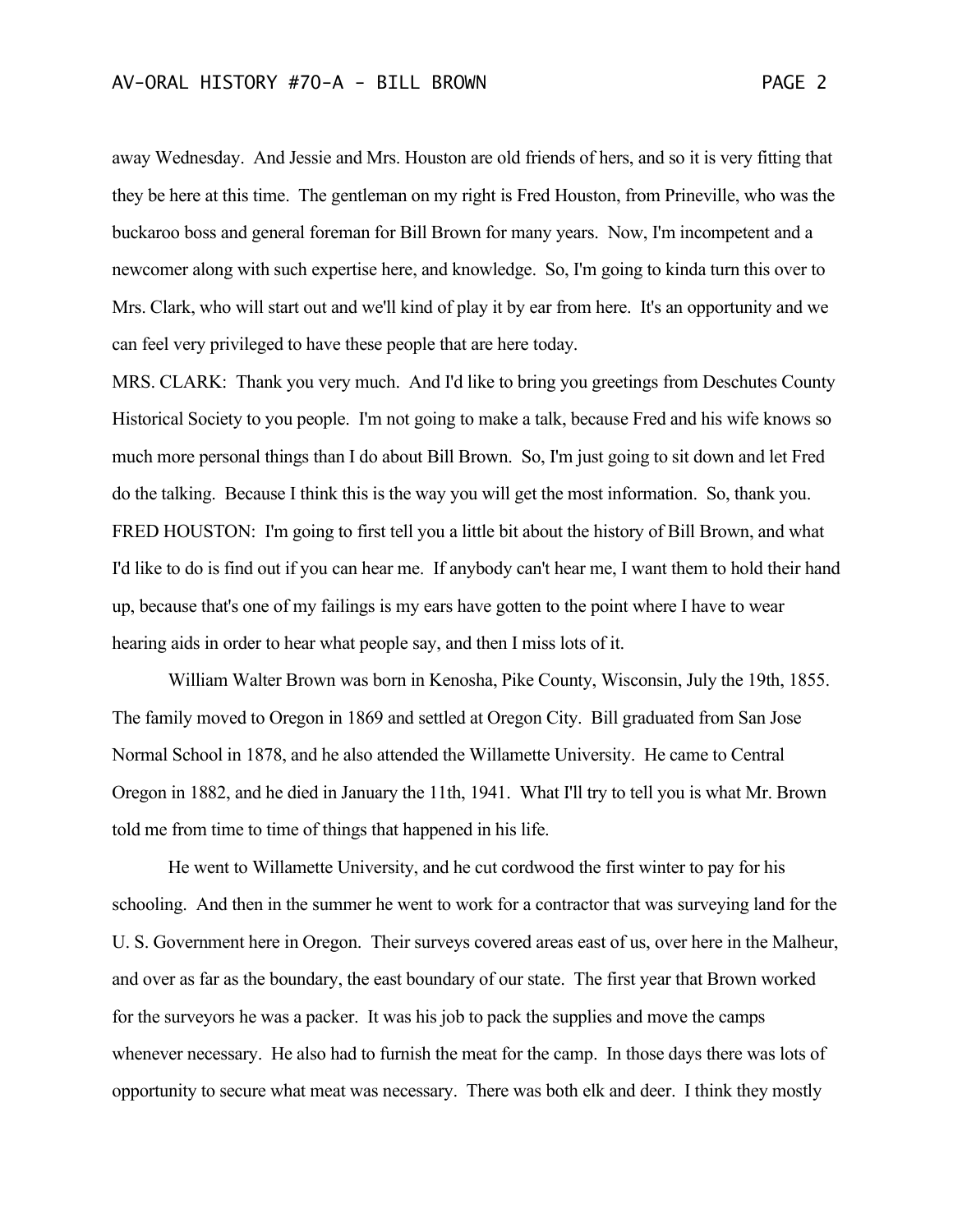away Wednesday. And Jessie and Mrs. Houston are old friends of hers, and so it is very fitting that they be here at this time. The gentleman on my right is Fred Houston, from Prineville, who was the buckaroo boss and general foreman for Bill Brown for many years. Now, I'm incompetent and a newcomer along with such expertise here, and knowledge. So, I'm going to kinda turn this over to Mrs. Clark, who will start out and we'll kind of play it by ear from here. It's an opportunity and we can feel very privileged to have these people that are here today.

MRS. CLARK: Thank you very much. And I'd like to bring you greetings from Deschutes County Historical Society to you people. I'm not going to make a talk, because Fred and his wife knows so much more personal things than I do about Bill Brown. So, I'm just going to sit down and let Fred do the talking. Because I think this is the way you will get the most information. So, thank you.

FRED HOUSTON: I'm going to first tell you a little bit about the history of Bill Brown, and what I'd like to do is find out if you can hear me. If anybody can't hear me, I want them to hold their hand up, because that's one of my failings is my ears have gotten to the point where I have to wear hearing aids in order to hear what people say, and then I miss lots of it.

William Walter Brown was born in Kenosha, Pike County, Wisconsin, July the 19th, 1855. The family moved to Oregon in 1869 and settled at Oregon City. Bill graduated from San Jose Normal School in 1878, and he also attended the Willamette University. He came to Central Oregon in 1882, and he died in January the 11th, 1941. What I'll try to tell you is what Mr. Brown told me from time to time of things that happened in his life.

He went to Willamette University, and he cut cordwood the first winter to pay for his schooling. And then in the summer he went to work for a contractor that was surveying land for the U. S. Government here in Oregon. Their surveys covered areas east of us, over here in the Malheur, and over as far as the boundary, the east boundary of our state. The first year that Brown worked for the surveyors he was a packer. It was his job to pack the supplies and move the camps whenever necessary. He also had to furnish the meat for the camp. In those days there was lots of opportunity to secure what meat was necessary. There was both elk and deer. I think they mostly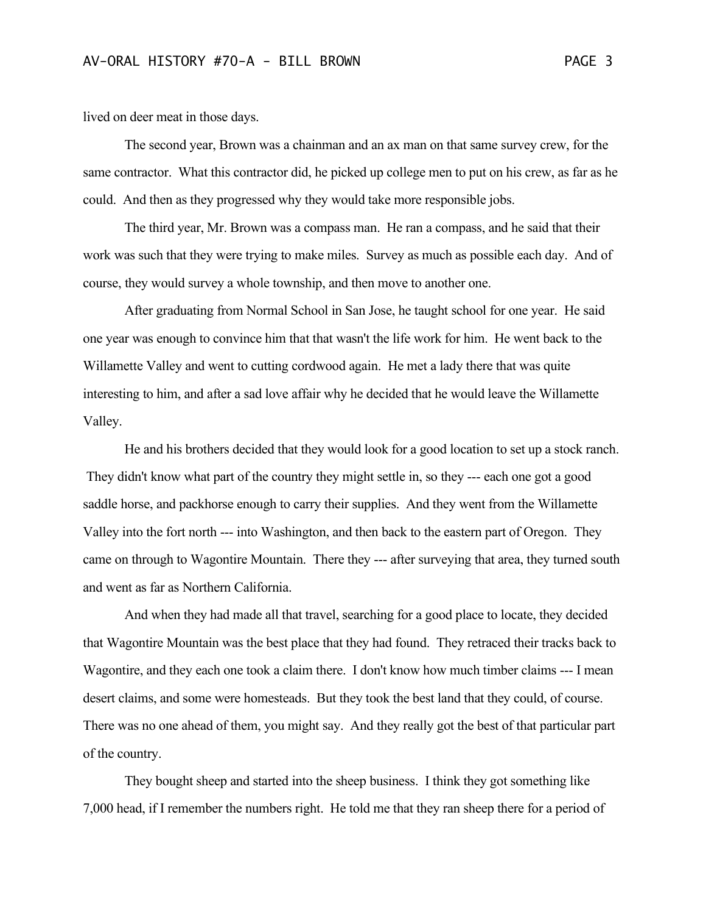lived on deer meat in those days.

The second year, Brown was a chainman and an ax man on that same survey crew, for the same contractor. What this contractor did, he picked up college men to put on his crew, as far as he could. And then as they progressed why they would take more responsible jobs.

The third year, Mr. Brown was a compass man. He ran a compass, and he said that their work was such that they were trying to make miles. Survey as much as possible each day. And of course, they would survey a whole township, and then move to another one.

After graduating from Normal School in San Jose, he taught school for one year. He said one year was enough to convince him that that wasn't the life work for him. He went back to the Willamette Valley and went to cutting cordwood again. He met a lady there that was quite interesting to him, and after a sad love affair why he decided that he would leave the Willamette Valley.

He and his brothers decided that they would look for a good location to set up a stock ranch. They didn't know what part of the country they might settle in, so they --- each one got a good saddle horse, and packhorse enough to carry their supplies. And they went from the Willamette Valley into the fort north --- into Washington, and then back to the eastern part of Oregon. They came on through to Wagontire Mountain. There they --- after surveying that area, they turned south and went as far as Northern California.

And when they had made all that travel, searching for a good place to locate, they decided that Wagontire Mountain was the best place that they had found. They retraced their tracks back to Wagontire, and they each one took a claim there. I don't know how much timber claims --- I mean desert claims, and some were homesteads. But they took the best land that they could, of course. There was no one ahead of them, you might say. And they really got the best of that particular part of the country.

They bought sheep and started into the sheep business. I think they got something like 7,000 head, if I remember the numbers right. He told me that they ran sheep there for a period of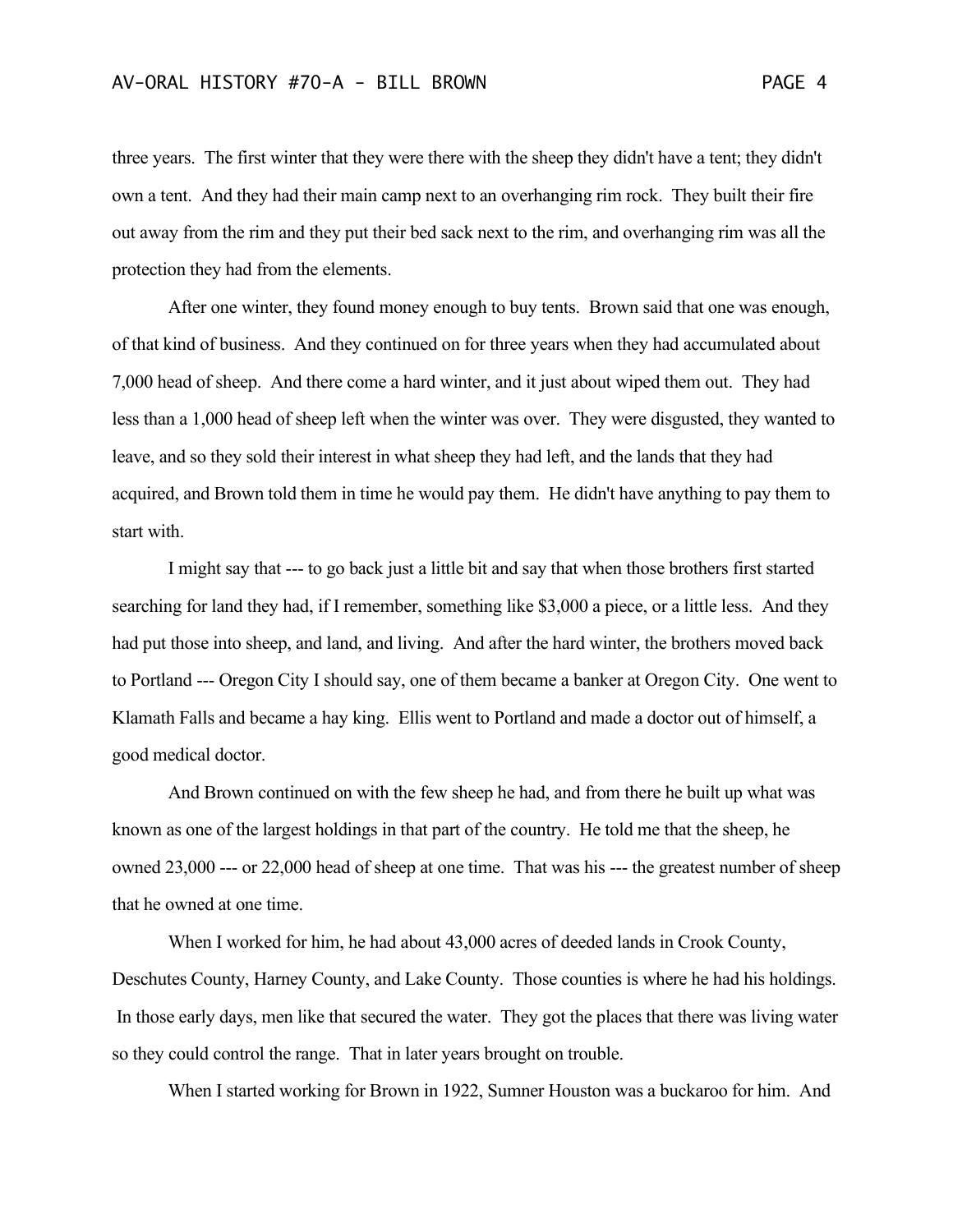three years. The first winter that they were there with the sheep they didn't have a tent; they didn't own a tent. And they had their main camp next to an overhanging rim rock. They built their fire out away from the rim and they put their bed sack next to the rim, and overhanging rim was all the protection they had from the elements.

After one winter, they found money enough to buy tents. Brown said that one was enough, of that kind of business. And they continued on for three years when they had accumulated about 7,000 head of sheep. And there come a hard winter, and it just about wiped them out. They had less than a 1,000 head of sheep left when the winter was over. They were disgusted, they wanted to leave, and so they sold their interest in what sheep they had left, and the lands that they had acquired, and Brown told them in time he would pay them. He didn't have anything to pay them to start with.

I might say that --- to go back just a little bit and say that when those brothers first started searching for land they had, if I remember, something like $3,000 a piece, or a little less. And they had put those into sheep, and land, and living. And after the hard winter, the brothers moved back to Portland --- Oregon City I should say, one of them became a banker at Oregon City. One went to Klamath Falls and became a hay king. Ellis went to Portland and made a doctor out of himself, a good medical doctor.

And Brown continued on with the few sheep he had, and from there he built up what was known as one of the largest holdings in that part of the country. He told me that the sheep, he owned 23,000 --- or 22,000 head of sheep at one time. That was his --- the greatest number of sheep that he owned at one time.

When I worked for him, he had about 43,000 acres of deeded lands in Crook County, Deschutes County, Harney County, and Lake County. Those counties is where he had his holdings. In those early days, men like that secured the water. They got the places that there was living water so they could control the range. That in later years brought on trouble.

When I started working for Brown in 1922, Sumner Houston was a buckaroo for him. And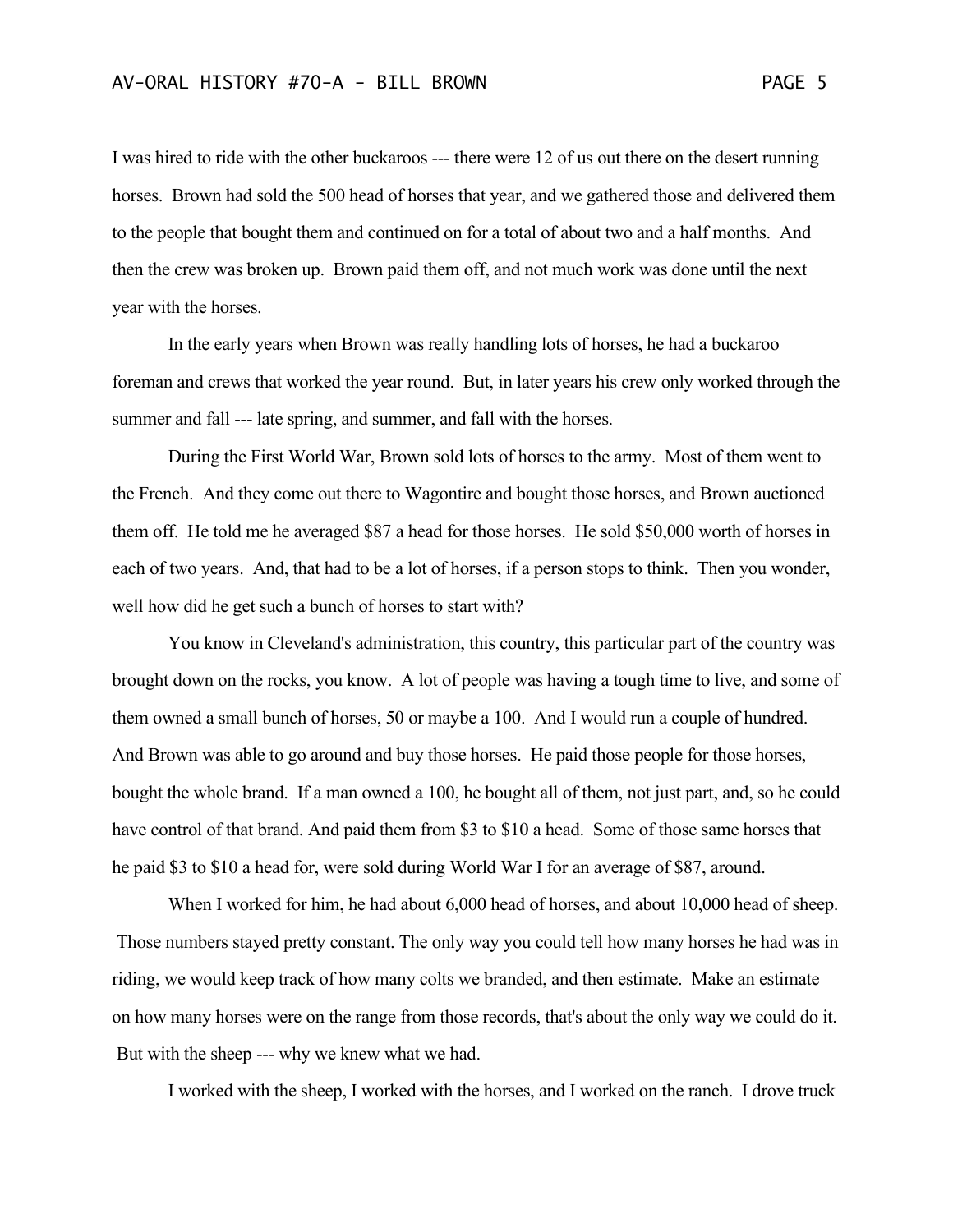I was hired to ride with the other buckaroos --- there were 12 of us out there on the desert running horses. Brown had sold the 500 head of horses that year, and we gathered those and delivered them to the people that bought them and continued on for a total of about two and a half months. And then the crew was broken up. Brown paid them off, and not much work was done until the next year with the horses.

In the early years when Brown was really handling lots of horses, he had a buckaroo foreman and crews that worked the year round. But, in later years his crew only worked through the summer and fall --- late spring, and summer, and fall with the horses.

During the First World War, Brown sold lots of horses to the army. Most of them went to the French. And they come out there to Wagontire and bought those horses, and Brown auctioned them off. He told me he averaged $87 a head for those horses. He sold $50,000 worth of horses in each of two years. And, that had to be a lot of horses, if a person stops to think. Then you wonder, well how did he get such a bunch of horses to start with?

You know in Cleveland's administration, this country, this particular part of the country was brought down on the rocks, you know. A lot of people was having a tough time to live, and some of them owned a small bunch of horses, 50 or maybe a 100. And I would run a couple of hundred. And Brown was able to go around and buy those horses. He paid those people for those horses, bought the whole brand. If a man owned a 100, he bought all of them, not just part, and, so he could have control of that brand. And paid them from $3 to $10 a head. Some of those same horses that he paid $3 to $10 a head for, were sold during World War I for an average of $87, around.

When I worked for him, he had about 6,000 head of horses, and about 10,000 head of sheep. Those numbers stayed pretty constant. The only way you could tell how many horses he had was in riding, we would keep track of how many colts we branded, and then estimate. Make an estimate on how many horses were on the range from those records, that's about the only way we could do it. But with the sheep --- why we knew what we had.

I worked with the sheep, I worked with the horses, and I worked on the ranch. I drove truck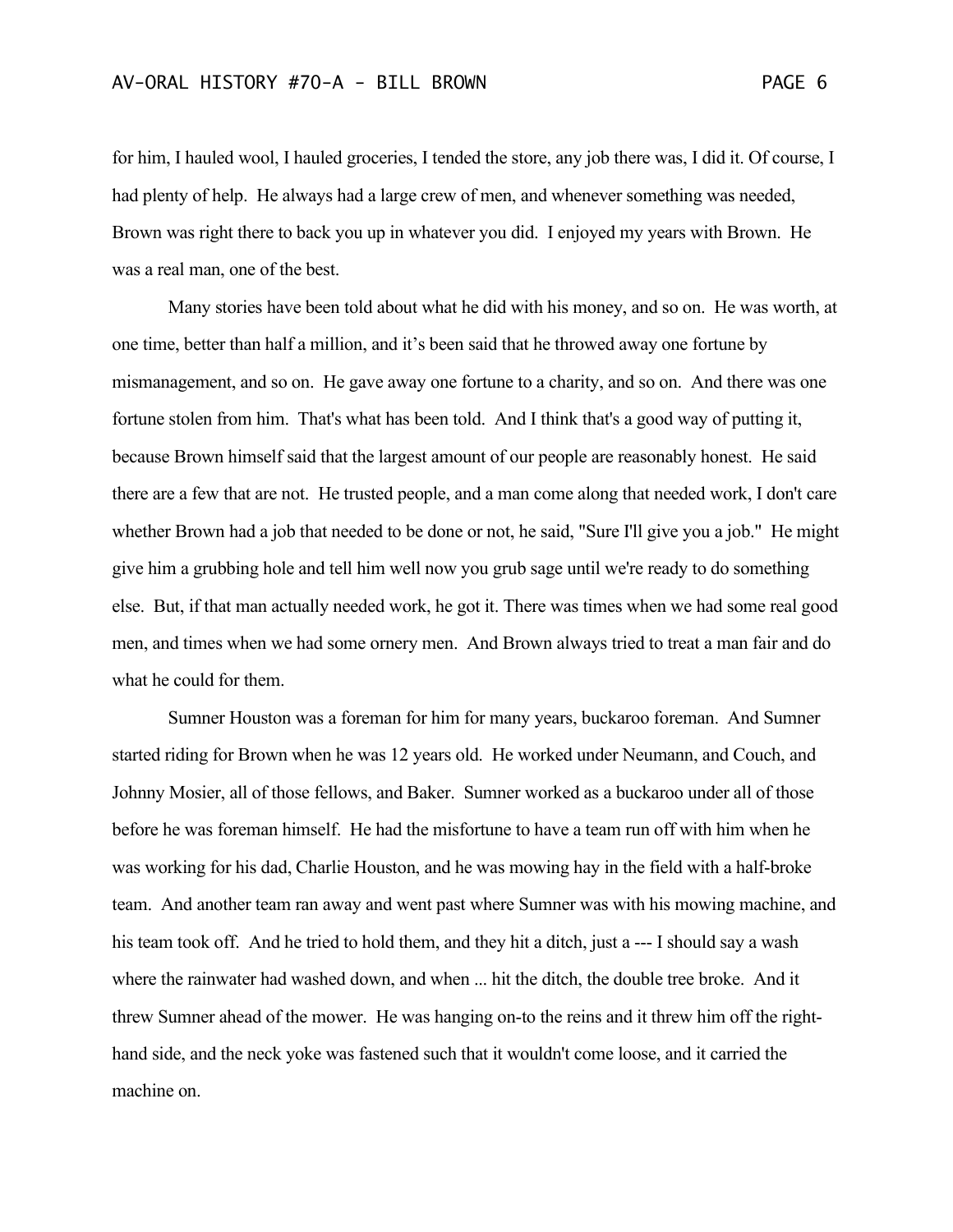for him, I hauled wool, I hauled groceries, I tended the store, any job there was, I did it. Of course, I had plenty of help. He always had a large crew of men, and whenever something was needed, Brown was right there to back you up in whatever you did. I enjoyed my years with Brown. He was a real man, one of the best.

Many stories have been told about what he did with his money, and so on. He was worth, at one time, better than half a million, and it's been said that he throwed away one fortune by mismanagement, and so on. He gave away one fortune to a charity, and so on. And there was one fortune stolen from him. That's what has been told. And I think that's a good way of putting it, because Brown himself said that the largest amount of our people are reasonably honest. He said there are a few that are not. He trusted people, and a man come along that needed work, I don't care whether Brown had a job that needed to be done or not, he said, "Sure I'll give you a job." He might give him a grubbing hole and tell him well now you grub sage until we're ready to do something else. But, if that man actually needed work, he got it. There was times when we had some real good men, and times when we had some ornery men. And Brown always tried to treat a man fair and do what he could for them.

Sumner Houston was a foreman for him for many years, buckaroo foreman. And Sumner started riding for Brown when he was 12 years old. He worked under Neumann, and Couch, and Johnny Mosier, all of those fellows, and Baker. Sumner worked as a buckaroo under all of those before he was foreman himself. He had the misfortune to have a team run off with him when he was working for his dad, Charlie Houston, and he was mowing hay in the field with a half-broke team. And another team ran away and went past where Sumner was with his mowing machine, and his team took off. And he tried to hold them, and they hit a ditch, just a --- I should say a wash where the rainwater had washed down, and when ... hit the ditch, the double tree broke. And it threw Sumner ahead of the mower. He was hanging on-to the reins and it threw him off the right-hand side, and the neck yoke was fastened such that it wouldn't come loose, and it carried the machine on.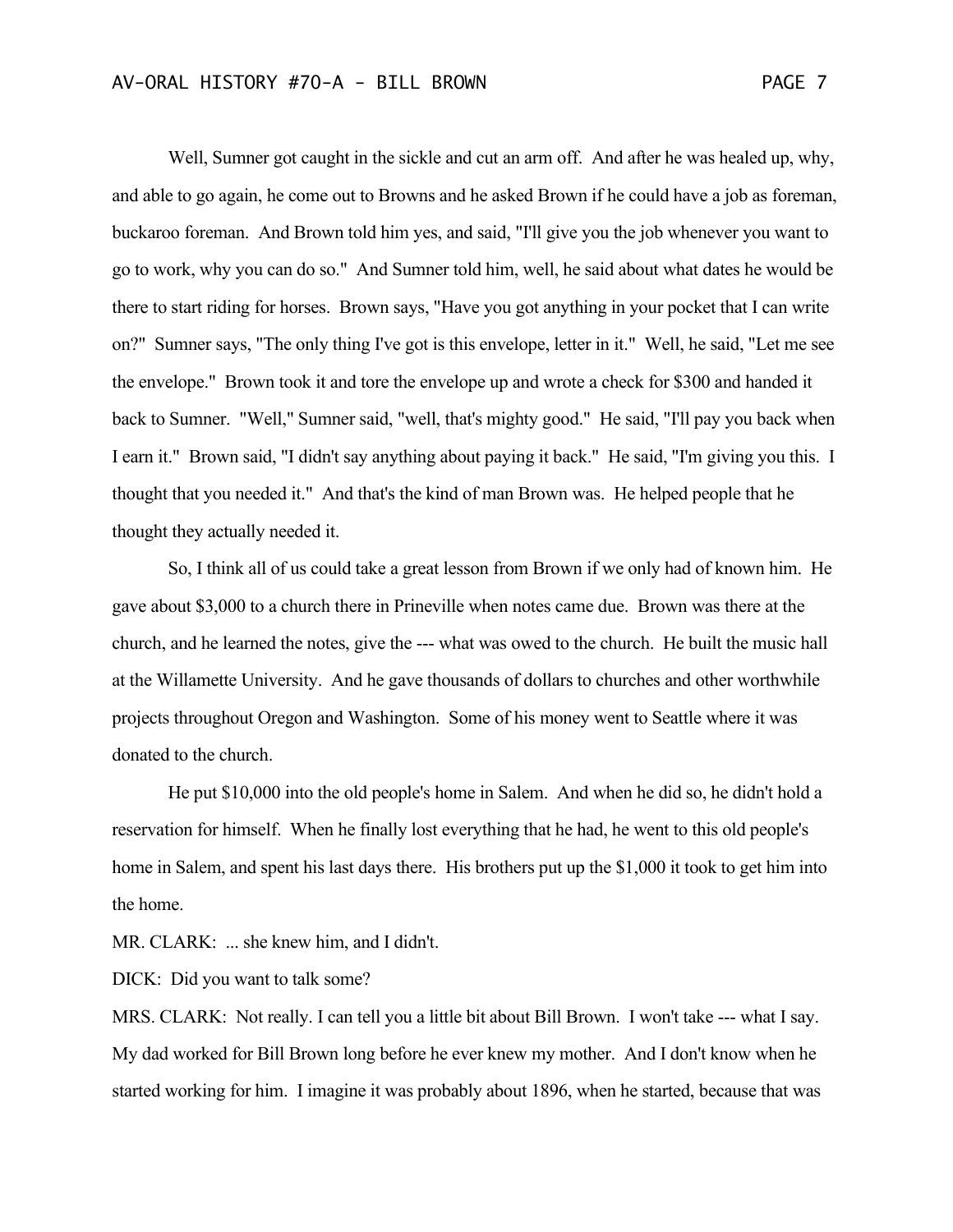Well, Sumner got caught in the sickle and cut an arm off. And after he was healed up, why, and able to go again, he come out to Browns and he asked Brown if he could have a job as foreman, buckaroo foreman. And Brown told him yes, and said, "I'll give you the job whenever you want to go to work, why you can do so." And Sumner told him, well, he said about what dates he would be there to start riding for horses. Brown says, "Have you got anything in your pocket that I can write on?" Sumner says, "The only thing I've got is this envelope, letter in it." Well, he said, "Let me see the envelope." Brown took it and tore the envelope up and wrote a check for $300 and handed it back to Sumner. "Well," Sumner said, "well, that's mighty good." He said, "I'll pay you back when I earn it." Brown said, "I didn't say anything about paying it back." He said, "I'm giving you this. I thought that you needed it." And that's the kind of man Brown was. He helped people that he thought they actually needed it.

So, I think all of us could take a great lesson from Brown if we only had of known him. He gave about $3,000 to a church there in Prineville when notes came due. Brown was there at the church, and he learned the notes, give the --- what was owed to the church. He built the music hall at the Willamette University. And he gave thousands of dollars to churches and other worthwhile projects throughout Oregon and Washington. Some of his money went to Seattle where it was donated to the church.

He put $10,000 into the old people's home in Salem. And when he did so, he didn't hold a reservation for himself. When he finally lost everything that he had, he went to this old people's home in Salem, and spent his last days there. His brothers put up the $1,000 it took to get him into the home.

MR. CLARK: ... she knew him, and I didn't.

DICK: Did you want to talk some?

MRS. CLARK: Not really. I can tell you a little bit about Bill Brown. I won't take --- what I say. My dad worked for Bill Brown long before he ever knew my mother. And I don't know when he started working for him. I imagine it was probably about 1896, when he started, because that was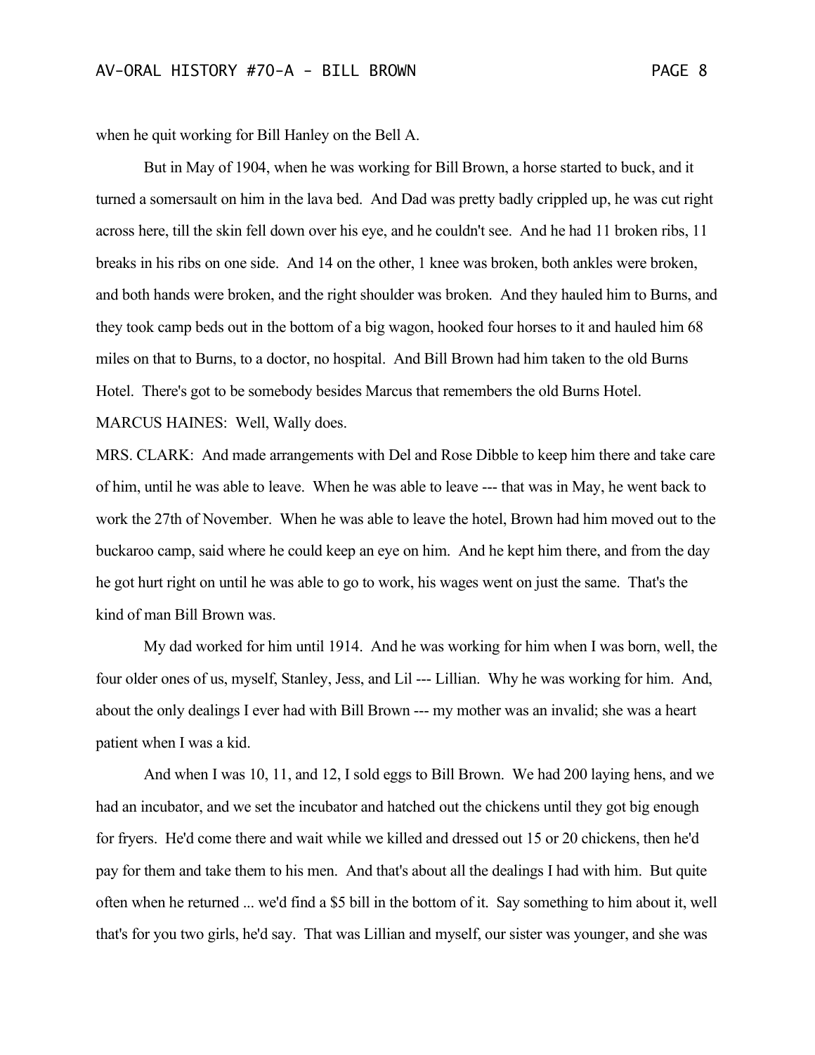when he quit working for Bill Hanley on the Bell A.

But in May of 1904, when he was working for Bill Brown, a horse started to buck, and it turned a somersault on him in the lava bed. And Dad was pretty badly crippled up, he was cut right across here, till the skin fell down over his eye, and he couldn't see. And he had 11 broken ribs, 11 breaks in his ribs on one side. And 14 on the other, 1 knee was broken, both ankles were broken, and both hands were broken, and the right shoulder was broken. And they hauled him to Burns, and they took camp beds out in the bottom of a big wagon, hooked four horses to it and hauled him 68 miles on that to Burns, to a doctor, no hospital. And Bill Brown had him taken to the old Burns Hotel. There's got to be somebody besides Marcus that remembers the old Burns Hotel.

MARCUS HAINES: Well, Wally does.

MRS. CLARK: And made arrangements with Del and Rose Dibble to keep him there and take care of him, until he was able to leave. When he was able to leave --- that was in May, he went back to work the 27th of November. When he was able to leave the hotel, Brown had him moved out to the buckaroo camp, said where he could keep an eye on him. And he kept him there, and from the day he got hurt right on until he was able to go to work, his wages went on just the same. That's the kind of man Bill Brown was.

My dad worked for him until 1914. And he was working for him when I was born, well, the four older ones of us, myself, Stanley, Jess, and Lil --- Lillian. Why he was working for him. And, about the only dealings I ever had with Bill Brown --- my mother was an invalid; she was a heart patient when I was a kid.

And when I was 10, 11, and 12, I sold eggs to Bill Brown. We had 200 laying hens, and we had an incubator, and we set the incubator and hatched out the chickens until they got big enough for fryers. He'd come there and wait while we killed and dressed out 15 or 20 chickens, then he'd pay for them and take them to his men. And that's about all the dealings I had with him. But quite often when he returned ... we'd find a $5 bill in the bottom of it. Say something to him about it, well that's for you two girls, he'd say. That was Lillian and myself, our sister was younger, and she was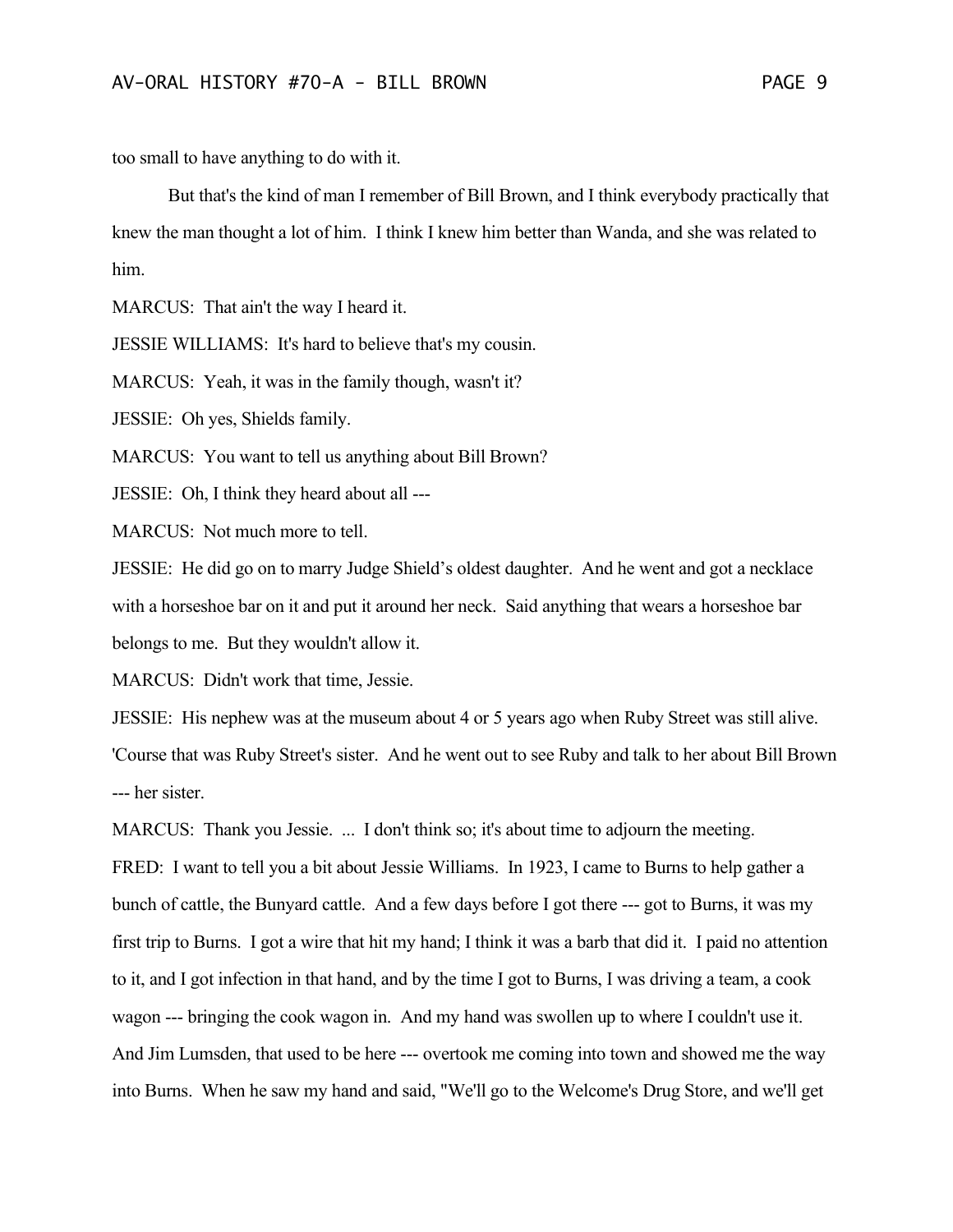too small to have anything to do with it.

But that's the kind of man I remember of Bill Brown, and I think everybody practically that knew the man thought a lot of him. I think I knew him better than Wanda, and she was related to him.

MARCUS: That ain't the way I heard it.

JESSIE WILLIAMS: It's hard to believe that's my cousin.

MARCUS: Yeah, it was in the family though, wasn't it?

JESSIE: Oh yes, Shields family.

MARCUS: You want to tell us anything about Bill Brown?

JESSIE: Oh, I think they heard about all ---

MARCUS: Not much more to tell.

JESSIE: He did go on to marry Judge Shield's oldest daughter. And he went and got a necklace with a horseshoe bar on it and put it around her neck. Said anything that wears a horseshoe bar belongs to me. But they wouldn't allow it.

MARCUS: Didn't work that time, Jessie.

JESSIE: His nephew was at the museum about 4 or 5 years ago when Ruby Street was still alive. 'Course that was Ruby Street's sister. And he went out to see Ruby and talk to her about Bill Brown --- her sister.

MARCUS: Thank you Jessie. ... I don't think so; it's about time to adjourn the meeting.

FRED: I want to tell you a bit about Jessie Williams. In 1923, I came to Burns to help gather a bunch of cattle, the Bunyard cattle. And a few days before I got there --- got to Burns, it was my first trip to Burns. I got a wire that hit my hand; I think it was a barb that did it. I paid no attention to it, and I got infection in that hand, and by the time I got to Burns, I was driving a team, a cook wagon --- bringing the cook wagon in. And my hand was swollen up to where I couldn't use it. And Jim Lumsden, that used to be here --- overtook me coming into town and showed me the way into Burns. When he saw my hand and said, "We'll go to the Welcome's Drug Store, and we'll get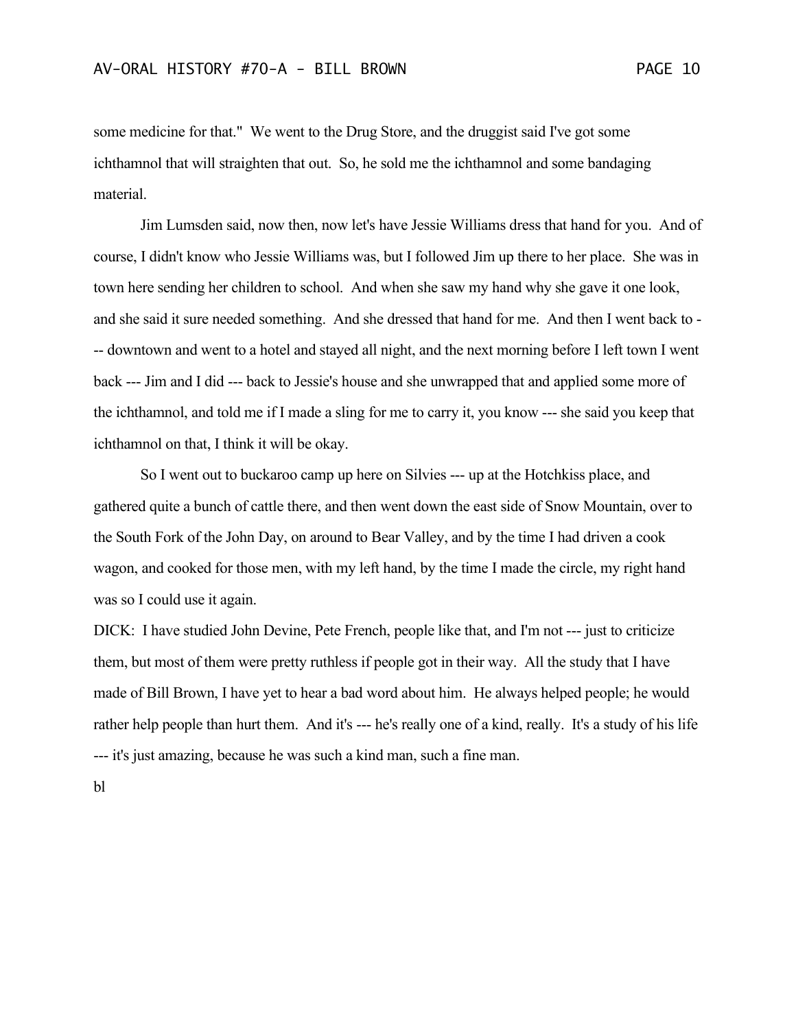some medicine for that." We went to the Drug Store, and the druggist said I've got some ichthamnol that will straighten that out. So, he sold me the ichthamnol and some bandaging material.

Jim Lumsden said, now then, now let's have Jessie Williams dress that hand for you. And of course, I didn't know who Jessie Williams was, but I followed Jim up there to her place. She was in town here sending her children to school. And when she saw my hand why she gave it one look, and she said it sure needed something. And she dressed that hand for me. And then I went back to --- downtown and went to a hotel and stayed all night, and the next morning before I left town I went back --- Jim and I did --- back to Jessie's house and she unwrapped that and applied some more of the ichthamnol, and told me if I made a sling for me to carry it, you know --- she said you keep that ichthamnol on that, I think it will be okay.

So I went out to buckaroo camp up here on Silvies --- up at the Hotchkiss place, and gathered quite a bunch of cattle there, and then went down the east side of Snow Mountain, over to the South Fork of the John Day, on around to Bear Valley, and by the time I had driven a cook wagon, and cooked for those men, with my left hand, by the time I made the circle, my right hand was so I could use it again.

DICK: I have studied John Devine, Pete French, people like that, and I'm not --- just to criticize them, but most of them were pretty ruthless if people got in their way. All the study that I have made of Bill Brown, I have yet to hear a bad word about him. He always helped people; he would rather help people than hurt them. And it's --- he's really one of a kind, really. It's a study of his life --- it's just amazing, because he was such a kind man, such a fine man.

bl